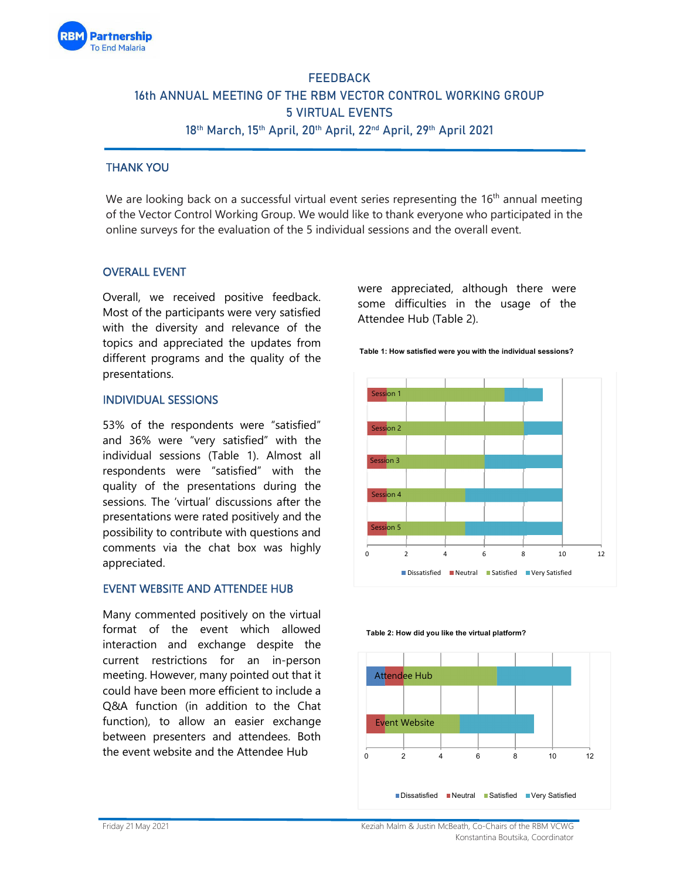# FEEDBACK

# 16th ANNUAL MEETING OF THE RBM VECTOR CONTROL WORKING GROUP

# 5 VIRTUAL EVENTS

## 18th March, 15th April, 20th April, 22nd April, 29th April 2021

### THANK YOU

We are looking back on a successful virtual event series representing the 16th annual meeting of the Vector Control Working Group. We would like to thank everyone who participated in the online surveys for the evaluation of the 5 individual sessions and the overall event.

### OVERALL EVENT

Overall, we received positive feedback. Most of the participants were very satisfied with the diversity and relevance of the topics and appreciated the updates from different programs and the quality of the presentations.

### INDIVIDUAL SESSIONS

53% of the respondents were "satisfied" and 36% were "very satisfied" with the individual sessions (Table 1). Almost all respondents were "satisfied" with the quality of the presentations during the sessions. The 'virtual' discussions after the presentations were rated positively and the possibility to contribute with questions and comments via the chat box was highly appreciated.

### EVENT WEBSITE AND ATTENDEE HUB

Many commented positively on the virtual format of the event which allowed interaction and exchange despite the current restrictions for an in-person meeting. However, many pointed out that it could have been more efficient to include a Q&A function (in addition to the Chat function), to allow an easier exchange between presenters and attendees. Both the event website and the Attendee Hub were appreciated, although there were some difficulties in the usage of the Attendee Hub (Table 2).

**Table 1: How satisfied were you with the individual sessions?**

| | Dissatisfied | Neutral | Satisfied | Very Satisfied |
|---|---|---|---|---|
| Session 1 | 0 | 1 | 6 | 2 |
| Session 2 | 0 | 1 | 7 | 2 |
| Session 3 | 0 | 1 | 5 | 4 |
| Session 4 | 0 | 1 | 4 | 5 |
| Session 5 | 0 | 1 | 4 | 5 |

**Table 2: How did you like the virtual platform?**

| | Dissatisfied | Neutral | Satisfied | Very Satisfied |
|---|---|---|---|---|
| Attendee Hub | 1 | 1 | 5 | 4 |
| Event Website | 0 | 1 | 4 | 4 |

Friday 21 May 2021

Keziah Malm & Justin McBeath, Co-Chairs of the RBM VCWG
Konstantina Boutsika, Coordinator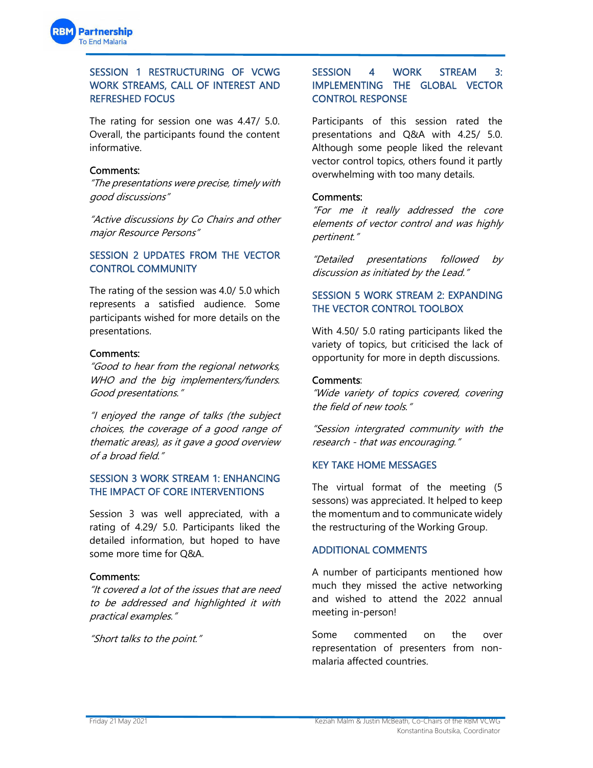## SESSION 1 RESTRUCTURING OF VCWG WORK STREAMS, CALL OF INTEREST AND REFRESHED FOCUS

The rating for session one was 4.47/ 5.0. Overall, the participants found the content informative.

**Comments:**

*"The presentations were precise, timely with good discussions"*

*"Active discussions by Co Chairs and other major Resource Persons"*

## SESSION 2 UPDATES FROM THE VECTOR CONTROL COMMUNITY

The rating of the session was 4.0/ 5.0 which represents a satisfied audience. Some participants wished for more details on the presentations.

**Comments:**

*"Good to hear from the regional networks, WHO and the big implementers/funders. Good presentations."*

*"I enjoyed the range of talks (the subject choices, the coverage of a good range of thematic areas), as it gave a good overview of a broad field."*

## SESSION 3 WORK STREAM 1: ENHANCING THE IMPACT OF CORE INTERVENTIONS

Session 3 was well appreciated, with a rating of 4.29/ 5.0. Participants liked the detailed information, but hoped to have some more time for Q&A.

**Comments:**

*"It covered a lot of the issues that are need to be addressed and highlighted it with practical examples."*

*"Short talks to the point."*

## SESSION 4 WORK STREAM 3: IMPLEMENTING THE GLOBAL VECTOR CONTROL RESPONSE

Participants of this session rated the presentations and Q&A with 4.25/ 5.0. Although some people liked the relevant vector control topics, others found it partly overwhelming with too many details.

**Comments:**

*"For me it really addressed the core elements of vector control and was highly pertinent."*

*"Detailed presentations followed by discussion as initiated by the Lead."*

## SESSION 5 WORK STREAM 2: EXPANDING THE VECTOR CONTROL TOOLBOX

With 4.50/ 5.0 rating participants liked the variety of topics, but criticised the lack of opportunity for more in depth discussions.

**Comments:**

*"Wide variety of topics covered, covering the field of new tools."*

*"Session intergrated community with the research - that was encouraging."*

## KEY TAKE HOME MESSAGES

The virtual format of the meeting (5 sessons) was appreciated. It helped to keep the momentum and to communicate widely the restructuring of the Working Group.

## ADDITIONAL COMMENTS

A number of participants mentioned how much they missed the active networking and wished to attend the 2022 annual meeting in-person!

Some commented on the over representation of presenters from non-malaria affected countries.

Friday 21 May 2021

Keziah Malm & Justin McBeath, Co-Chairs of the RBM VCWG
Konstantina Boutsika, Coordinator